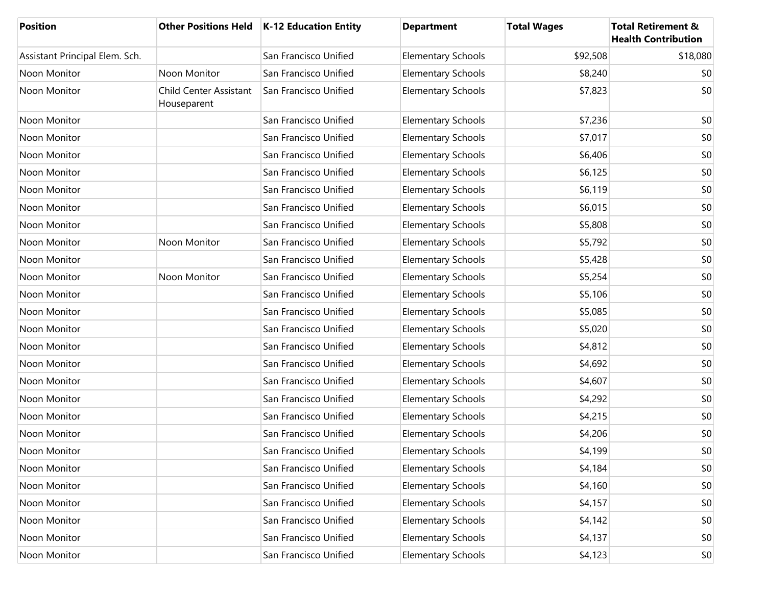| Position | Other Positions Held | K-12 Education Entity | Department | Total Wages | Total Retirement & Health Contribution |
|---|---|---|---|---|---|
| Assistant Principal Elem. Sch. | | San Francisco Unified | Elementary Schools | $92,508 | $18,080 |
| Noon Monitor | Noon Monitor | San Francisco Unified | Elementary Schools | $8,240 | $0 |
| Noon Monitor | Child Center Assistant Houseparent | San Francisco Unified | Elementary Schools | $7,823 | $0 |
| Noon Monitor | | San Francisco Unified | Elementary Schools | $7,236 | $0 |
| Noon Monitor | | San Francisco Unified | Elementary Schools | $7,017 | $0 |
| Noon Monitor | | San Francisco Unified | Elementary Schools | $6,406 | $0 |
| Noon Monitor | | San Francisco Unified | Elementary Schools | $6,125 | $0 |
| Noon Monitor | | San Francisco Unified | Elementary Schools | $6,119 | $0 |
| Noon Monitor | | San Francisco Unified | Elementary Schools | $6,015 | $0 |
| Noon Monitor | | San Francisco Unified | Elementary Schools | $5,808 | $0 |
| Noon Monitor | Noon Monitor | San Francisco Unified | Elementary Schools | $5,792 | $0 |
| Noon Monitor | | San Francisco Unified | Elementary Schools | $5,428 | $0 |
| Noon Monitor | Noon Monitor | San Francisco Unified | Elementary Schools | $5,254 | $0 |
| Noon Monitor | | San Francisco Unified | Elementary Schools | $5,106 | $0 |
| Noon Monitor | | San Francisco Unified | Elementary Schools | $5,085 | $0 |
| Noon Monitor | | San Francisco Unified | Elementary Schools | $5,020 | $0 |
| Noon Monitor | | San Francisco Unified | Elementary Schools | $4,812 | $0 |
| Noon Monitor | | San Francisco Unified | Elementary Schools | $4,692 | $0 |
| Noon Monitor | | San Francisco Unified | Elementary Schools | $4,607 | $0 |
| Noon Monitor | | San Francisco Unified | Elementary Schools | $4,292 | $0 |
| Noon Monitor | | San Francisco Unified | Elementary Schools | $4,215 | $0 |
| Noon Monitor | | San Francisco Unified | Elementary Schools | $4,206 | $0 |
| Noon Monitor | | San Francisco Unified | Elementary Schools | $4,199 | $0 |
| Noon Monitor | | San Francisco Unified | Elementary Schools | $4,184 | $0 |
| Noon Monitor | | San Francisco Unified | Elementary Schools | $4,160 | $0 |
| Noon Monitor | | San Francisco Unified | Elementary Schools | $4,157 | $0 |
| Noon Monitor | | San Francisco Unified | Elementary Schools | $4,142 | $0 |
| Noon Monitor | | San Francisco Unified | Elementary Schools | $4,137 | $0 |
| Noon Monitor | | San Francisco Unified | Elementary Schools | $4,123 | $0 |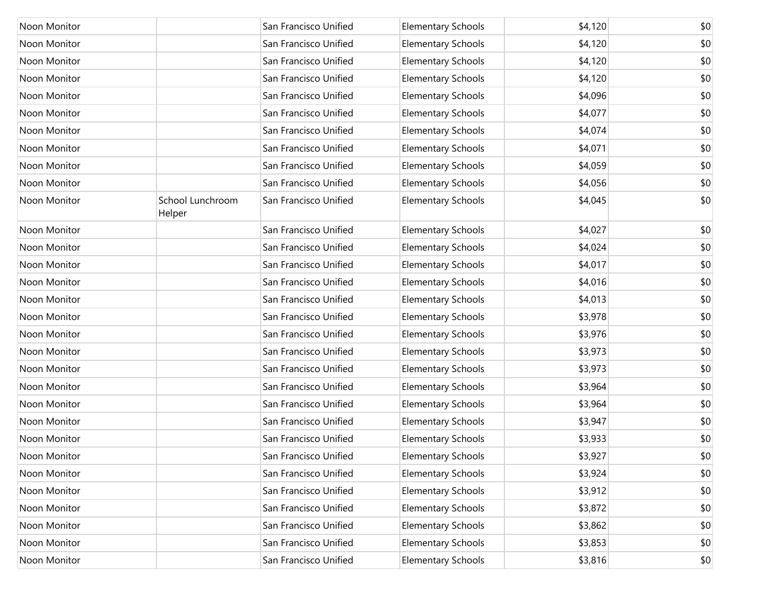| | | | | | |
|---|---|---|---|---|---|
| Noon Monitor | | San Francisco Unified | Elementary Schools | $4,120 | $0 |
| Noon Monitor | | San Francisco Unified | Elementary Schools | $4,120 | $0 |
| Noon Monitor | | San Francisco Unified | Elementary Schools | $4,120 | $0 |
| Noon Monitor | | San Francisco Unified | Elementary Schools | $4,120 | $0 |
| Noon Monitor | | San Francisco Unified | Elementary Schools | $4,096 | $0 |
| Noon Monitor | | San Francisco Unified | Elementary Schools | $4,077 | $0 |
| Noon Monitor | | San Francisco Unified | Elementary Schools | $4,074 | $0 |
| Noon Monitor | | San Francisco Unified | Elementary Schools | $4,071 | $0 |
| Noon Monitor | | San Francisco Unified | Elementary Schools | $4,059 | $0 |
| Noon Monitor | | San Francisco Unified | Elementary Schools | $4,056 | $0 |
| Noon Monitor | School Lunchroom Helper | San Francisco Unified | Elementary Schools | $4,045 | $0 |
| Noon Monitor | | San Francisco Unified | Elementary Schools | $4,027 | $0 |
| Noon Monitor | | San Francisco Unified | Elementary Schools | $4,024 | $0 |
| Noon Monitor | | San Francisco Unified | Elementary Schools | $4,017 | $0 |
| Noon Monitor | | San Francisco Unified | Elementary Schools | $4,016 | $0 |
| Noon Monitor | | San Francisco Unified | Elementary Schools | $4,013 | $0 |
| Noon Monitor | | San Francisco Unified | Elementary Schools | $3,978 | $0 |
| Noon Monitor | | San Francisco Unified | Elementary Schools | $3,976 | $0 |
| Noon Monitor | | San Francisco Unified | Elementary Schools | $3,973 | $0 |
| Noon Monitor | | San Francisco Unified | Elementary Schools | $3,973 | $0 |
| Noon Monitor | | San Francisco Unified | Elementary Schools | $3,964 | $0 |
| Noon Monitor | | San Francisco Unified | Elementary Schools | $3,964 | $0 |
| Noon Monitor | | San Francisco Unified | Elementary Schools | $3,947 | $0 |
| Noon Monitor | | San Francisco Unified | Elementary Schools | $3,933 | $0 |
| Noon Monitor | | San Francisco Unified | Elementary Schools | $3,927 | $0 |
| Noon Monitor | | San Francisco Unified | Elementary Schools | $3,924 | $0 |
| Noon Monitor | | San Francisco Unified | Elementary Schools | $3,912 | $0 |
| Noon Monitor | | San Francisco Unified | Elementary Schools | $3,872 | $0 |
| Noon Monitor | | San Francisco Unified | Elementary Schools | $3,862 | $0 |
| Noon Monitor | | San Francisco Unified | Elementary Schools | $3,853 | $0 |
| Noon Monitor | | San Francisco Unified | Elementary Schools | $3,816 | $0 |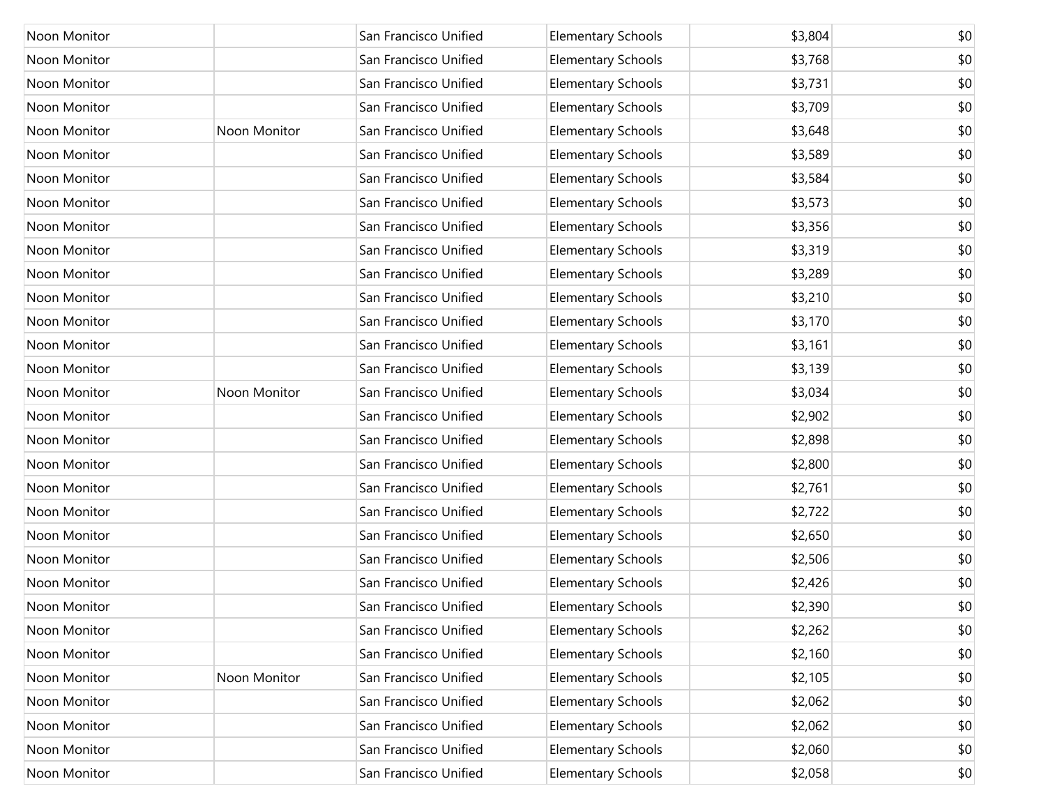| | | | | | |
|---|---|---|---|---|---|
| Noon Monitor | | San Francisco Unified | Elementary Schools | $3,804 | $0 |
| Noon Monitor | | San Francisco Unified | Elementary Schools | $3,768 | $0 |
| Noon Monitor | | San Francisco Unified | Elementary Schools | $3,731 | $0 |
| Noon Monitor | | San Francisco Unified | Elementary Schools | $3,709 | $0 |
| Noon Monitor | Noon Monitor | San Francisco Unified | Elementary Schools | $3,648 | $0 |
| Noon Monitor | | San Francisco Unified | Elementary Schools | $3,589 | $0 |
| Noon Monitor | | San Francisco Unified | Elementary Schools | $3,584 | $0 |
| Noon Monitor | | San Francisco Unified | Elementary Schools | $3,573 | $0 |
| Noon Monitor | | San Francisco Unified | Elementary Schools | $3,356 | $0 |
| Noon Monitor | | San Francisco Unified | Elementary Schools | $3,319 | $0 |
| Noon Monitor | | San Francisco Unified | Elementary Schools | $3,289 | $0 |
| Noon Monitor | | San Francisco Unified | Elementary Schools | $3,210 | $0 |
| Noon Monitor | | San Francisco Unified | Elementary Schools | $3,170 | $0 |
| Noon Monitor | | San Francisco Unified | Elementary Schools | $3,161 | $0 |
| Noon Monitor | | San Francisco Unified | Elementary Schools | $3,139 | $0 |
| Noon Monitor | Noon Monitor | San Francisco Unified | Elementary Schools | $3,034 | $0 |
| Noon Monitor | | San Francisco Unified | Elementary Schools | $2,902 | $0 |
| Noon Monitor | | San Francisco Unified | Elementary Schools | $2,898 | $0 |
| Noon Monitor | | San Francisco Unified | Elementary Schools | $2,800 | $0 |
| Noon Monitor | | San Francisco Unified | Elementary Schools | $2,761 | $0 |
| Noon Monitor | | San Francisco Unified | Elementary Schools | $2,722 | $0 |
| Noon Monitor | | San Francisco Unified | Elementary Schools | $2,650 | $0 |
| Noon Monitor | | San Francisco Unified | Elementary Schools | $2,506 | $0 |
| Noon Monitor | | San Francisco Unified | Elementary Schools | $2,426 | $0 |
| Noon Monitor | | San Francisco Unified | Elementary Schools | $2,390 | $0 |
| Noon Monitor | | San Francisco Unified | Elementary Schools | $2,262 | $0 |
| Noon Monitor | | San Francisco Unified | Elementary Schools | $2,160 | $0 |
| Noon Monitor | Noon Monitor | San Francisco Unified | Elementary Schools | $2,105 | $0 |
| Noon Monitor | | San Francisco Unified | Elementary Schools | $2,062 | $0 |
| Noon Monitor | | San Francisco Unified | Elementary Schools | $2,062 | $0 |
| Noon Monitor | | San Francisco Unified | Elementary Schools | $2,060 | $0 |
| Noon Monitor | | San Francisco Unified | Elementary Schools | $2,058 | $0 |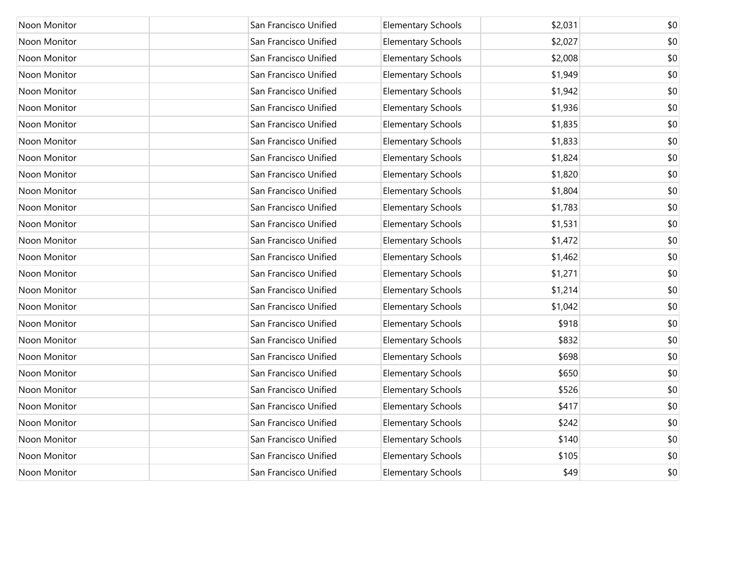| | | | | | |
|---|---|---|---|---|---|
| Noon Monitor | | San Francisco Unified | Elementary Schools | $2,031 | $0 |
| Noon Monitor | | San Francisco Unified | Elementary Schools | $2,027 | $0 |
| Noon Monitor | | San Francisco Unified | Elementary Schools | $2,008 | $0 |
| Noon Monitor | | San Francisco Unified | Elementary Schools | $1,949 | $0 |
| Noon Monitor | | San Francisco Unified | Elementary Schools | $1,942 | $0 |
| Noon Monitor | | San Francisco Unified | Elementary Schools | $1,936 | $0 |
| Noon Monitor | | San Francisco Unified | Elementary Schools | $1,835 | $0 |
| Noon Monitor | | San Francisco Unified | Elementary Schools | $1,833 | $0 |
| Noon Monitor | | San Francisco Unified | Elementary Schools | $1,824 | $0 |
| Noon Monitor | | San Francisco Unified | Elementary Schools | $1,820 | $0 |
| Noon Monitor | | San Francisco Unified | Elementary Schools | $1,804 | $0 |
| Noon Monitor | | San Francisco Unified | Elementary Schools | $1,783 | $0 |
| Noon Monitor | | San Francisco Unified | Elementary Schools | $1,531 | $0 |
| Noon Monitor | | San Francisco Unified | Elementary Schools | $1,472 | $0 |
| Noon Monitor | | San Francisco Unified | Elementary Schools | $1,462 | $0 |
| Noon Monitor | | San Francisco Unified | Elementary Schools | $1,271 | $0 |
| Noon Monitor | | San Francisco Unified | Elementary Schools | $1,214 | $0 |
| Noon Monitor | | San Francisco Unified | Elementary Schools | $1,042 | $0 |
| Noon Monitor | | San Francisco Unified | Elementary Schools | $918 | $0 |
| Noon Monitor | | San Francisco Unified | Elementary Schools | $832 | $0 |
| Noon Monitor | | San Francisco Unified | Elementary Schools | $698 | $0 |
| Noon Monitor | | San Francisco Unified | Elementary Schools | $650 | $0 |
| Noon Monitor | | San Francisco Unified | Elementary Schools | $526 | $0 |
| Noon Monitor | | San Francisco Unified | Elementary Schools | $417 | $0 |
| Noon Monitor | | San Francisco Unified | Elementary Schools | $242 | $0 |
| Noon Monitor | | San Francisco Unified | Elementary Schools | $140 | $0 |
| Noon Monitor | | San Francisco Unified | Elementary Schools | $105 | $0 |
| Noon Monitor | | San Francisco Unified | Elementary Schools | $49 | $0 |